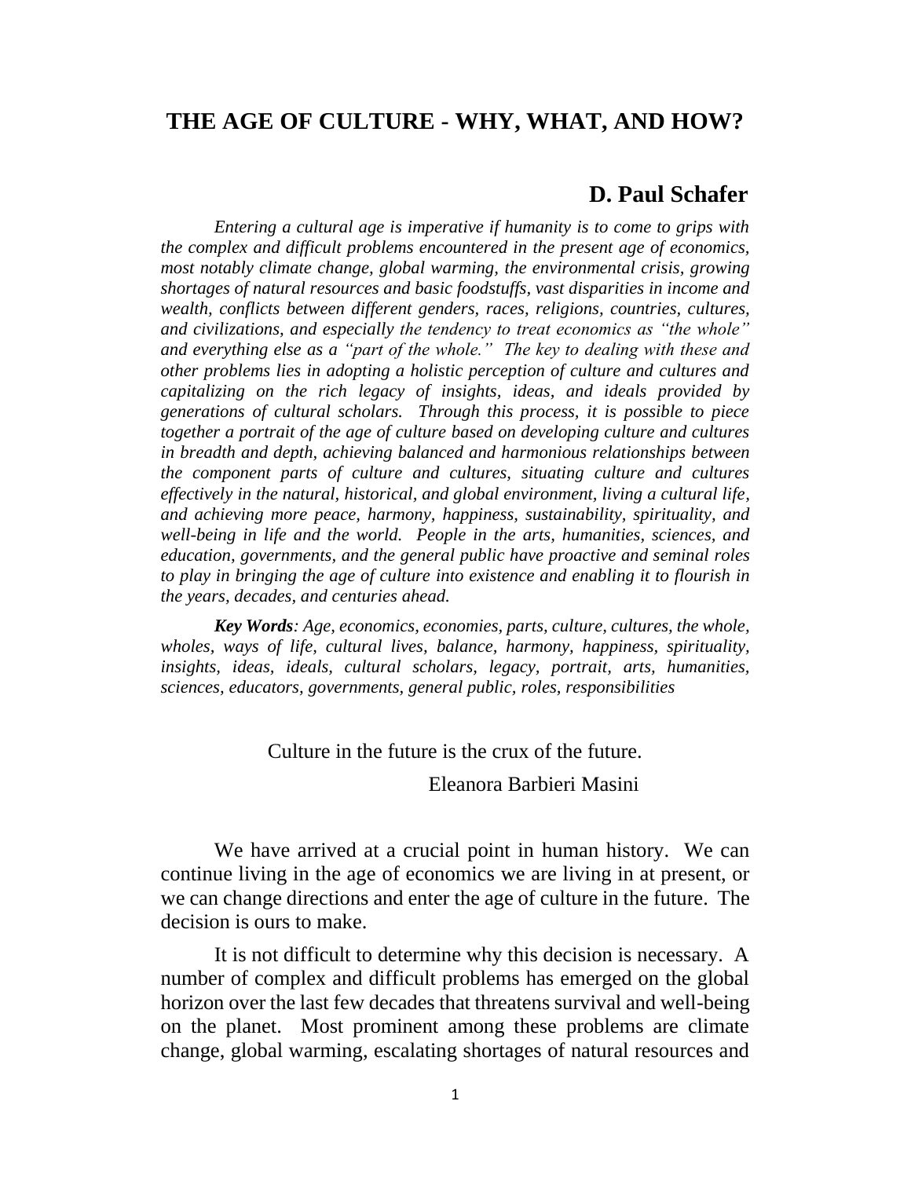# THE AGE OF CULTURE - WHY, WHAT, AND HOW?

**D. Paul Schafer**

*Entering a cultural age is imperative if humanity is to come to grips with the complex and difficult problems encountered in the present age of economics, most notably climate change, global warming, the environmental crisis, growing shortages of natural resources and basic foodstuffs, vast disparities in income and wealth, conflicts between different genders, races, religions, countries, cultures, and civilizations, and especially the tendency to treat economics as "the whole" and everything else as a "part of the whole." The key to dealing with these and other problems lies in adopting a holistic perception of culture and cultures and capitalizing on the rich legacy of insights, ideas, and ideals provided by generations of cultural scholars. Through this process, it is possible to piece together a portrait of the age of culture based on developing culture and cultures in breadth and depth, achieving balanced and harmonious relationships between the component parts of culture and cultures, situating culture and cultures effectively in the natural, historical, and global environment, living a cultural life, and achieving more peace, harmony, happiness, sustainability, spirituality, and well-being in life and the world. People in the arts, humanities, sciences, and education, governments, and the general public have proactive and seminal roles to play in bringing the age of culture into existence and enabling it to flourish in the years, decades, and centuries ahead.*

***Key Words**: Age, economics, economies, parts, culture, cultures, the whole, wholes, ways of life, cultural lives, balance, harmony, happiness, spirituality, insights, ideas, ideals, cultural scholars, legacy, portrait, arts, humanities, sciences, educators, governments, general public, roles, responsibilities*

Culture in the future is the crux of the future.

Eleanora Barbieri Masini

We have arrived at a crucial point in human history. We can continue living in the age of economics we are living in at present, or we can change directions and enter the age of culture in the future. The decision is ours to make.

It is not difficult to determine why this decision is necessary. A number of complex and difficult problems has emerged on the global horizon over the last few decades that threatens survival and well-being on the planet. Most prominent among these problems are climate change, global warming, escalating shortages of natural resources and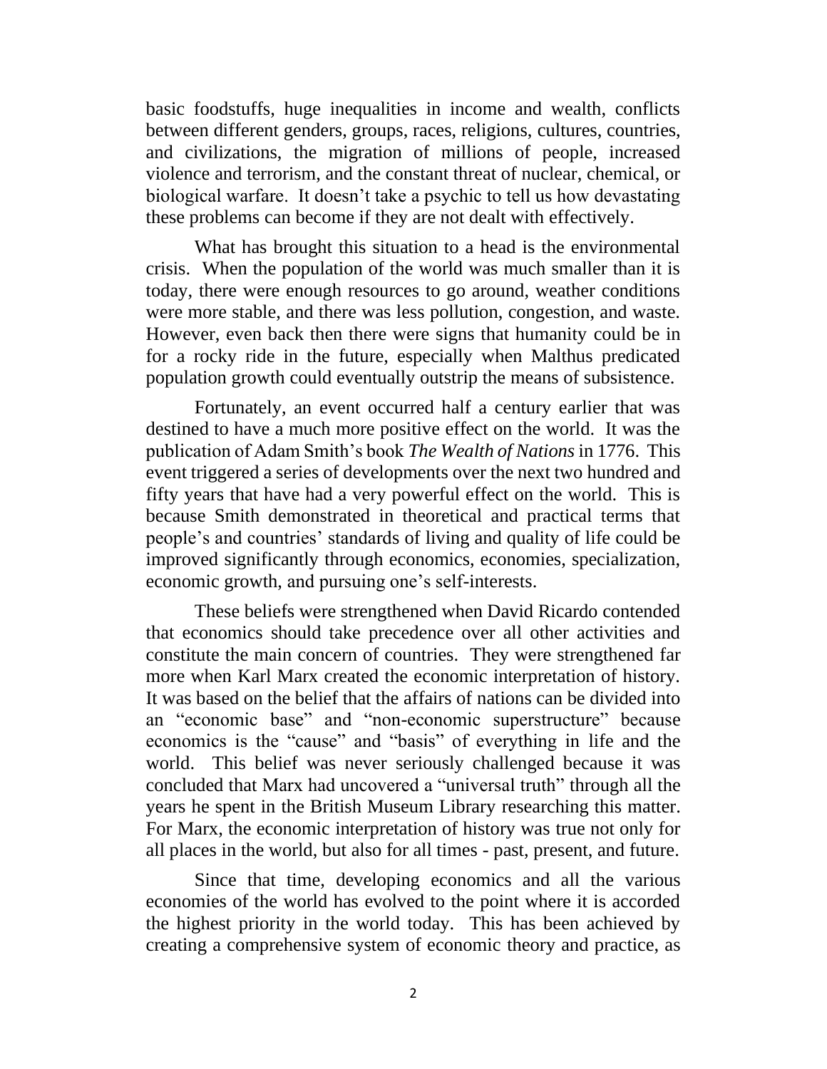basic foodstuffs, huge inequalities in income and wealth, conflicts between different genders, groups, races, religions, cultures, countries, and civilizations, the migration of millions of people, increased violence and terrorism, and the constant threat of nuclear, chemical, or biological warfare. It doesn't take a psychic to tell us how devastating these problems can become if they are not dealt with effectively.

What has brought this situation to a head is the environmental crisis. When the population of the world was much smaller than it is today, there were enough resources to go around, weather conditions were more stable, and there was less pollution, congestion, and waste. However, even back then there were signs that humanity could be in for a rocky ride in the future, especially when Malthus predicated population growth could eventually outstrip the means of subsistence.

Fortunately, an event occurred half a century earlier that was destined to have a much more positive effect on the world. It was the publication of Adam Smith's book *The Wealth of Nations* in 1776. This event triggered a series of developments over the next two hundred and fifty years that have had a very powerful effect on the world. This is because Smith demonstrated in theoretical and practical terms that people's and countries' standards of living and quality of life could be improved significantly through economics, economies, specialization, economic growth, and pursuing one's self-interests.

These beliefs were strengthened when David Ricardo contended that economics should take precedence over all other activities and constitute the main concern of countries. They were strengthened far more when Karl Marx created the economic interpretation of history. It was based on the belief that the affairs of nations can be divided into an "economic base" and "non-economic superstructure" because economics is the "cause" and "basis" of everything in life and the world. This belief was never seriously challenged because it was concluded that Marx had uncovered a "universal truth" through all the years he spent in the British Museum Library researching this matter. For Marx, the economic interpretation of history was true not only for all places in the world, but also for all times - past, present, and future.

Since that time, developing economics and all the various economies of the world has evolved to the point where it is accorded the highest priority in the world today. This has been achieved by creating a comprehensive system of economic theory and practice, as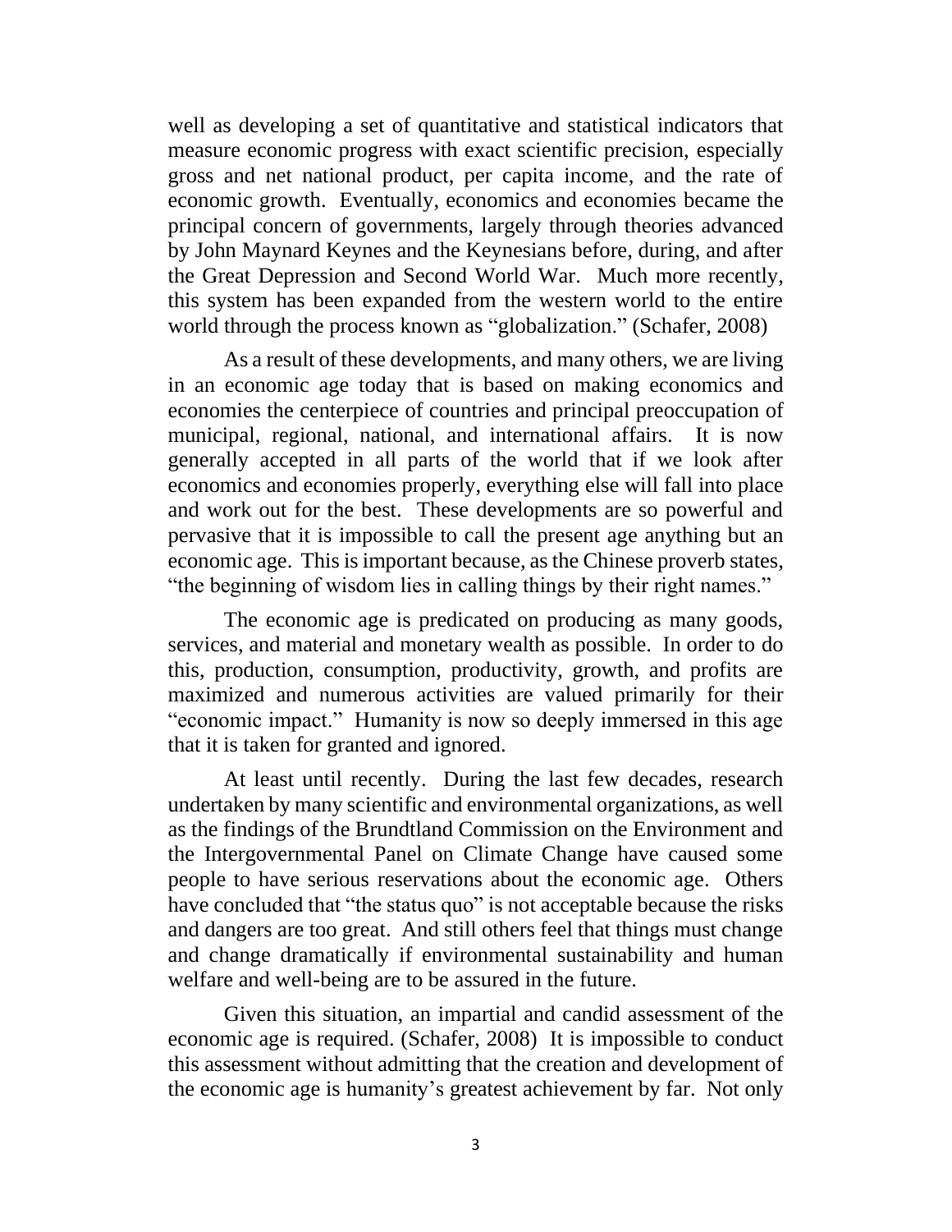well as developing a set of quantitative and statistical indicators that measure economic progress with exact scientific precision, especially gross and net national product, per capita income, and the rate of economic growth. Eventually, economics and economies became the principal concern of governments, largely through theories advanced by John Maynard Keynes and the Keynesians before, during, and after the Great Depression and Second World War. Much more recently, this system has been expanded from the western world to the entire world through the process known as "globalization." (Schafer, 2008)

As a result of these developments, and many others, we are living in an economic age today that is based on making economics and economies the centerpiece of countries and principal preoccupation of municipal, regional, national, and international affairs. It is now generally accepted in all parts of the world that if we look after economics and economies properly, everything else will fall into place and work out for the best. These developments are so powerful and pervasive that it is impossible to call the present age anything but an economic age. This is important because, as the Chinese proverb states, "the beginning of wisdom lies in calling things by their right names."

The economic age is predicated on producing as many goods, services, and material and monetary wealth as possible. In order to do this, production, consumption, productivity, growth, and profits are maximized and numerous activities are valued primarily for their "economic impact." Humanity is now so deeply immersed in this age that it is taken for granted and ignored.

At least until recently. During the last few decades, research undertaken by many scientific and environmental organizations, as well as the findings of the Brundtland Commission on the Environment and the Intergovernmental Panel on Climate Change have caused some people to have serious reservations about the economic age. Others have concluded that "the status quo" is not acceptable because the risks and dangers are too great. And still others feel that things must change and change dramatically if environmental sustainability and human welfare and well-being are to be assured in the future.

Given this situation, an impartial and candid assessment of the economic age is required. (Schafer, 2008) It is impossible to conduct this assessment without admitting that the creation and development of the economic age is humanity's greatest achievement by far. Not only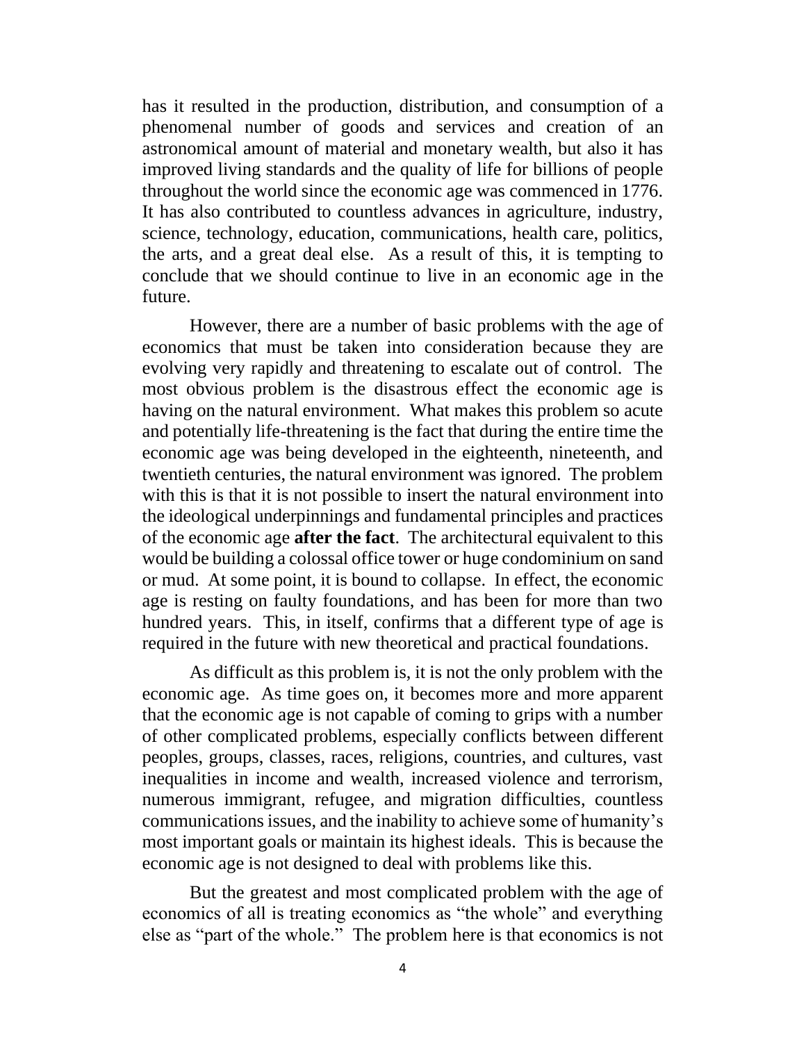has it resulted in the production, distribution, and consumption of a phenomenal number of goods and services and creation of an astronomical amount of material and monetary wealth, but also it has improved living standards and the quality of life for billions of people throughout the world since the economic age was commenced in 1776. It has also contributed to countless advances in agriculture, industry, science, technology, education, communications, health care, politics, the arts, and a great deal else. As a result of this, it is tempting to conclude that we should continue to live in an economic age in the future.

However, there are a number of basic problems with the age of economics that must be taken into consideration because they are evolving very rapidly and threatening to escalate out of control. The most obvious problem is the disastrous effect the economic age is having on the natural environment. What makes this problem so acute and potentially life-threatening is the fact that during the entire time the economic age was being developed in the eighteenth, nineteenth, and twentieth centuries, the natural environment was ignored. The problem with this is that it is not possible to insert the natural environment into the ideological underpinnings and fundamental principles and practices of the economic age **after the fact**. The architectural equivalent to this would be building a colossal office tower or huge condominium on sand or mud. At some point, it is bound to collapse. In effect, the economic age is resting on faulty foundations, and has been for more than two hundred years. This, in itself, confirms that a different type of age is required in the future with new theoretical and practical foundations.

As difficult as this problem is, it is not the only problem with the economic age. As time goes on, it becomes more and more apparent that the economic age is not capable of coming to grips with a number of other complicated problems, especially conflicts between different peoples, groups, classes, races, religions, countries, and cultures, vast inequalities in income and wealth, increased violence and terrorism, numerous immigrant, refugee, and migration difficulties, countless communications issues, and the inability to achieve some of humanity's most important goals or maintain its highest ideals. This is because the economic age is not designed to deal with problems like this.

But the greatest and most complicated problem with the age of economics of all is treating economics as "the whole" and everything else as "part of the whole." The problem here is that economics is not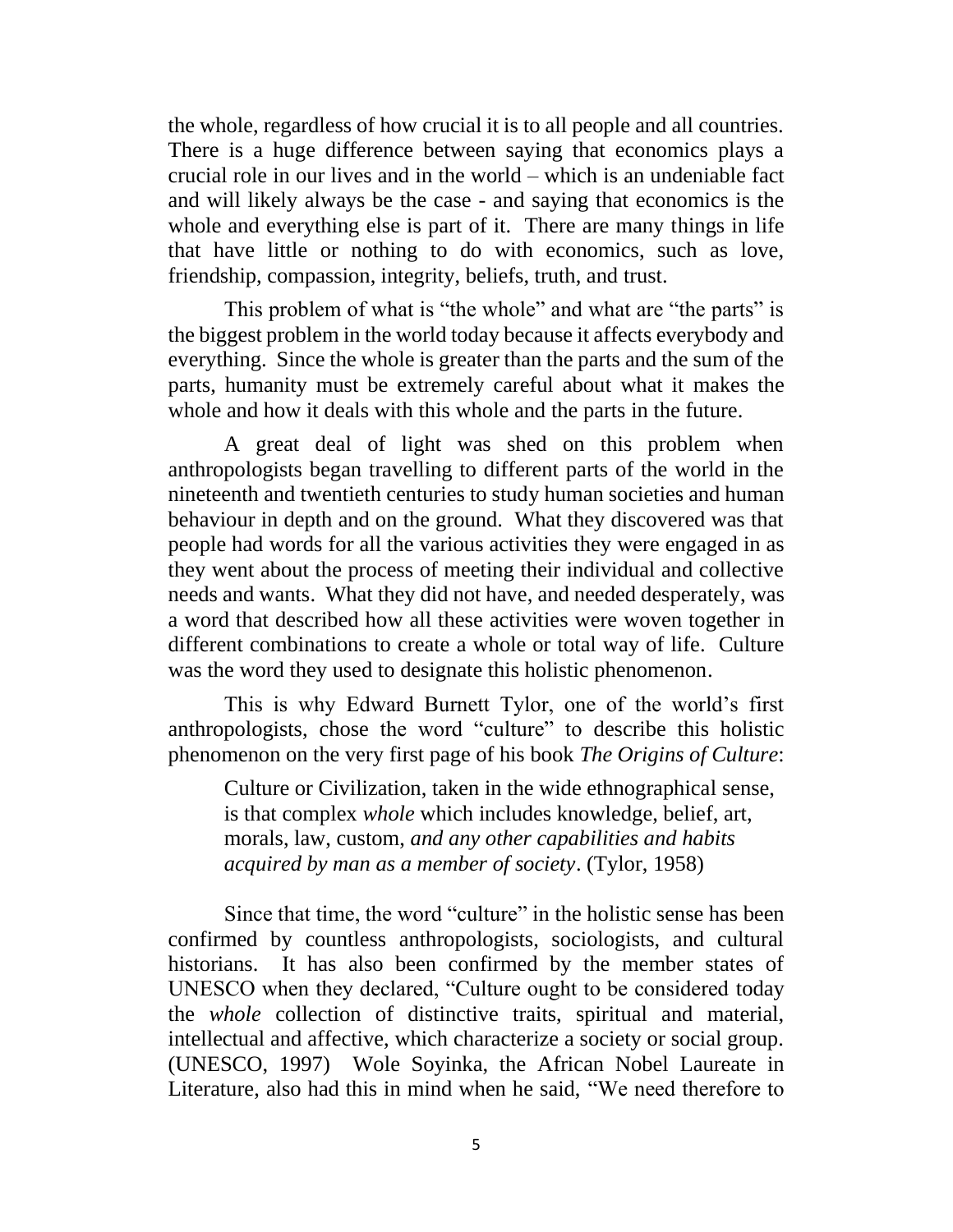the whole, regardless of how crucial it is to all people and all countries. There is a huge difference between saying that economics plays a crucial role in our lives and in the world – which is an undeniable fact and will likely always be the case - and saying that economics is the whole and everything else is part of it. There are many things in life that have little or nothing to do with economics, such as love, friendship, compassion, integrity, beliefs, truth, and trust.

This problem of what is "the whole" and what are "the parts" is the biggest problem in the world today because it affects everybody and everything. Since the whole is greater than the parts and the sum of the parts, humanity must be extremely careful about what it makes the whole and how it deals with this whole and the parts in the future.

A great deal of light was shed on this problem when anthropologists began travelling to different parts of the world in the nineteenth and twentieth centuries to study human societies and human behaviour in depth and on the ground. What they discovered was that people had words for all the various activities they were engaged in as they went about the process of meeting their individual and collective needs and wants. What they did not have, and needed desperately, was a word that described how all these activities were woven together in different combinations to create a whole or total way of life. Culture was the word they used to designate this holistic phenomenon.

This is why Edward Burnett Tylor, one of the world's first anthropologists, chose the word "culture" to describe this holistic phenomenon on the very first page of his book *The Origins of Culture*:

> Culture or Civilization, taken in the wide ethnographical sense, is that complex *whole* which includes knowledge, belief, art, morals, law, custom, *and any other capabilities and habits acquired by man as a member of society*. (Tylor, 1958)

Since that time, the word "culture" in the holistic sense has been confirmed by countless anthropologists, sociologists, and cultural historians. It has also been confirmed by the member states of UNESCO when they declared, "Culture ought to be considered today the *whole* collection of distinctive traits, spiritual and material, intellectual and affective, which characterize a society or social group. (UNESCO, 1997) Wole Soyinka, the African Nobel Laureate in Literature, also had this in mind when he said, "We need therefore to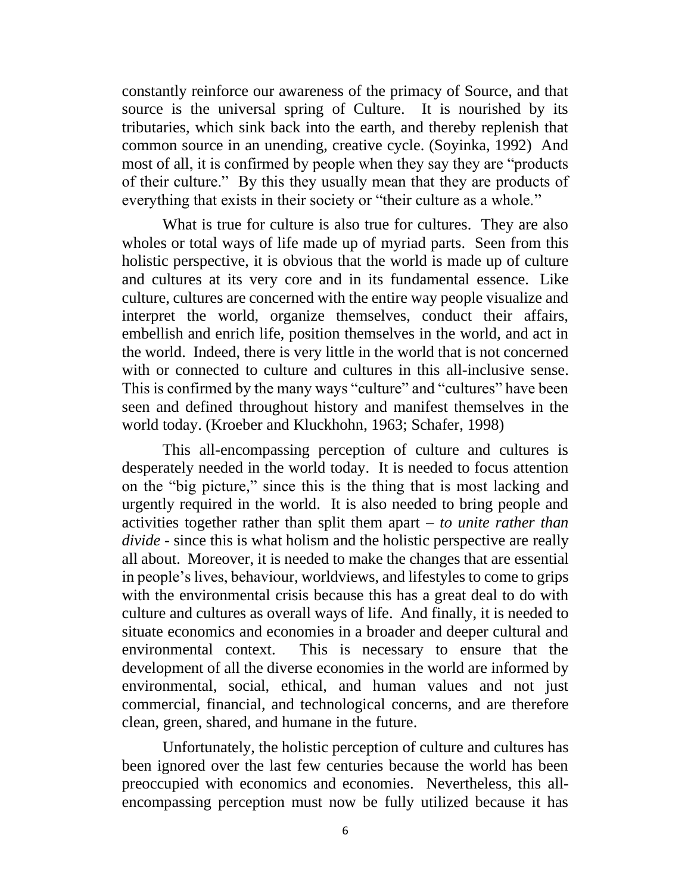constantly reinforce our awareness of the primacy of Source, and that source is the universal spring of Culture. It is nourished by its tributaries, which sink back into the earth, and thereby replenish that common source in an unending, creative cycle. (Soyinka, 1992) And most of all, it is confirmed by people when they say they are "products of their culture." By this they usually mean that they are products of everything that exists in their society or "their culture as a whole."

What is true for culture is also true for cultures. They are also wholes or total ways of life made up of myriad parts. Seen from this holistic perspective, it is obvious that the world is made up of culture and cultures at its very core and in its fundamental essence. Like culture, cultures are concerned with the entire way people visualize and interpret the world, organize themselves, conduct their affairs, embellish and enrich life, position themselves in the world, and act in the world. Indeed, there is very little in the world that is not concerned with or connected to culture and cultures in this all-inclusive sense. This is confirmed by the many ways "culture" and "cultures" have been seen and defined throughout history and manifest themselves in the world today. (Kroeber and Kluckhohn, 1963; Schafer, 1998)

This all-encompassing perception of culture and cultures is desperately needed in the world today. It is needed to focus attention on the "big picture," since this is the thing that is most lacking and urgently required in the world. It is also needed to bring people and activities together rather than split them apart – *to unite rather than divide* - since this is what holism and the holistic perspective are really all about. Moreover, it is needed to make the changes that are essential in people's lives, behaviour, worldviews, and lifestyles to come to grips with the environmental crisis because this has a great deal to do with culture and cultures as overall ways of life. And finally, it is needed to situate economics and economies in a broader and deeper cultural and environmental context. This is necessary to ensure that the development of all the diverse economies in the world are informed by environmental, social, ethical, and human values and not just commercial, financial, and technological concerns, and are therefore clean, green, shared, and humane in the future.

Unfortunately, the holistic perception of culture and cultures has been ignored over the last few centuries because the world has been preoccupied with economics and economies. Nevertheless, this all-encompassing perception must now be fully utilized because it has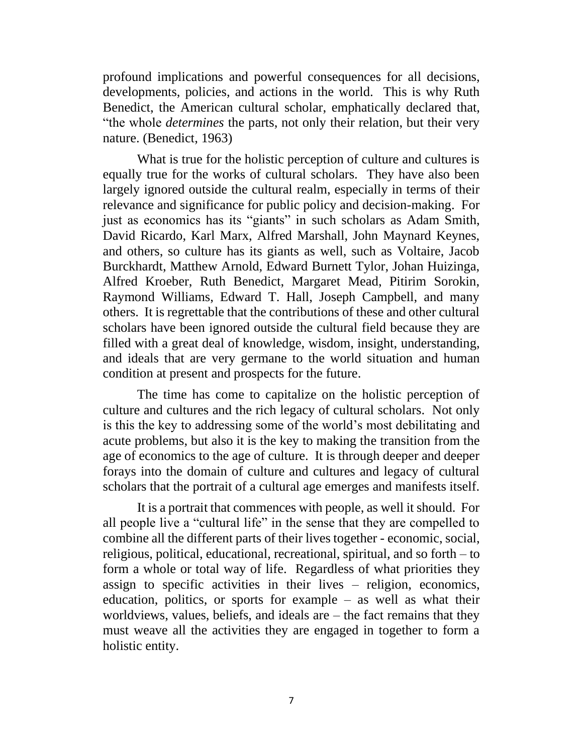profound implications and powerful consequences for all decisions, developments, policies, and actions in the world. This is why Ruth Benedict, the American cultural scholar, emphatically declared that, "the whole *determines* the parts, not only their relation, but their very nature. (Benedict, 1963)

What is true for the holistic perception of culture and cultures is equally true for the works of cultural scholars. They have also been largely ignored outside the cultural realm, especially in terms of their relevance and significance for public policy and decision-making. For just as economics has its "giants" in such scholars as Adam Smith, David Ricardo, Karl Marx, Alfred Marshall, John Maynard Keynes, and others, so culture has its giants as well, such as Voltaire, Jacob Burckhardt, Matthew Arnold, Edward Burnett Tylor, Johan Huizinga, Alfred Kroeber, Ruth Benedict, Margaret Mead, Pitirim Sorokin, Raymond Williams, Edward T. Hall, Joseph Campbell, and many others. It is regrettable that the contributions of these and other cultural scholars have been ignored outside the cultural field because they are filled with a great deal of knowledge, wisdom, insight, understanding, and ideals that are very germane to the world situation and human condition at present and prospects for the future.

The time has come to capitalize on the holistic perception of culture and cultures and the rich legacy of cultural scholars. Not only is this the key to addressing some of the world's most debilitating and acute problems, but also it is the key to making the transition from the age of economics to the age of culture. It is through deeper and deeper forays into the domain of culture and cultures and legacy of cultural scholars that the portrait of a cultural age emerges and manifests itself.

It is a portrait that commences with people, as well it should. For all people live a "cultural life" in the sense that they are compelled to combine all the different parts of their lives together - economic, social, religious, political, educational, recreational, spiritual, and so forth – to form a whole or total way of life. Regardless of what priorities they assign to specific activities in their lives – religion, economics, education, politics, or sports for example – as well as what their worldviews, values, beliefs, and ideals are – the fact remains that they must weave all the activities they are engaged in together to form a holistic entity.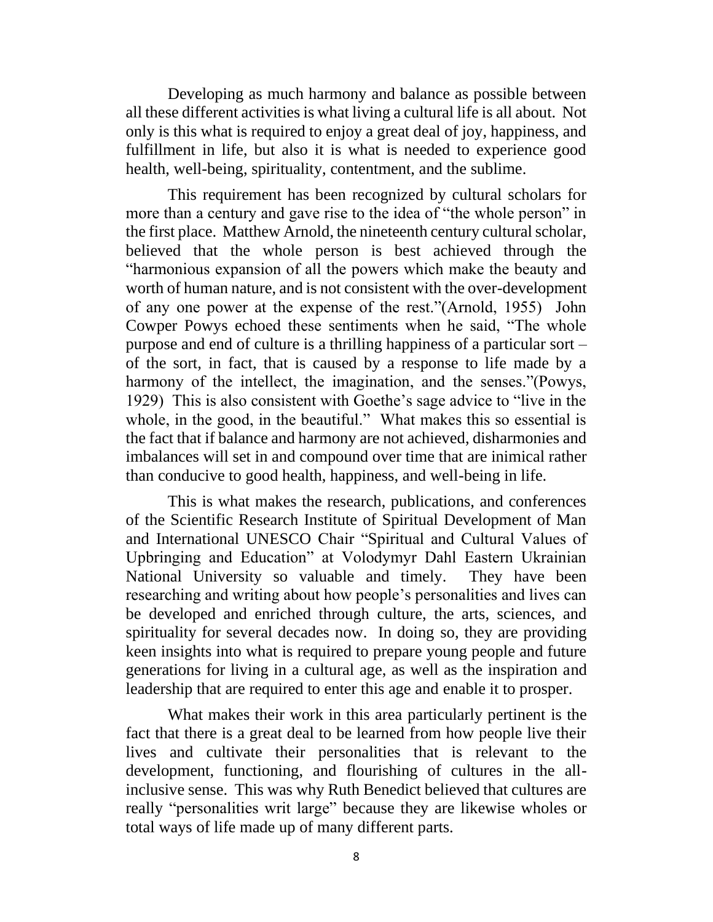Developing as much harmony and balance as possible between all these different activities is what living a cultural life is all about. Not only is this what is required to enjoy a great deal of joy, happiness, and fulfillment in life, but also it is what is needed to experience good health, well-being, spirituality, contentment, and the sublime.

This requirement has been recognized by cultural scholars for more than a century and gave rise to the idea of "the whole person" in the first place. Matthew Arnold, the nineteenth century cultural scholar, believed that the whole person is best achieved through the "harmonious expansion of all the powers which make the beauty and worth of human nature, and is not consistent with the over-development of any one power at the expense of the rest."(Arnold, 1955) John Cowper Powys echoed these sentiments when he said, "The whole purpose and end of culture is a thrilling happiness of a particular sort – of the sort, in fact, that is caused by a response to life made by a harmony of the intellect, the imagination, and the senses."(Powys, 1929) This is also consistent with Goethe's sage advice to "live in the whole, in the good, in the beautiful." What makes this so essential is the fact that if balance and harmony are not achieved, disharmonies and imbalances will set in and compound over time that are inimical rather than conducive to good health, happiness, and well-being in life.

This is what makes the research, publications, and conferences of the Scientific Research Institute of Spiritual Development of Man and International UNESCO Chair "Spiritual and Cultural Values of Upbringing and Education" at Volodymyr Dahl Eastern Ukrainian National University so valuable and timely. They have been researching and writing about how people's personalities and lives can be developed and enriched through culture, the arts, sciences, and spirituality for several decades now. In doing so, they are providing keen insights into what is required to prepare young people and future generations for living in a cultural age, as well as the inspiration and leadership that are required to enter this age and enable it to prosper.

What makes their work in this area particularly pertinent is the fact that there is a great deal to be learned from how people live their lives and cultivate their personalities that is relevant to the development, functioning, and flourishing of cultures in the all-inclusive sense. This was why Ruth Benedict believed that cultures are really "personalities writ large" because they are likewise wholes or total ways of life made up of many different parts.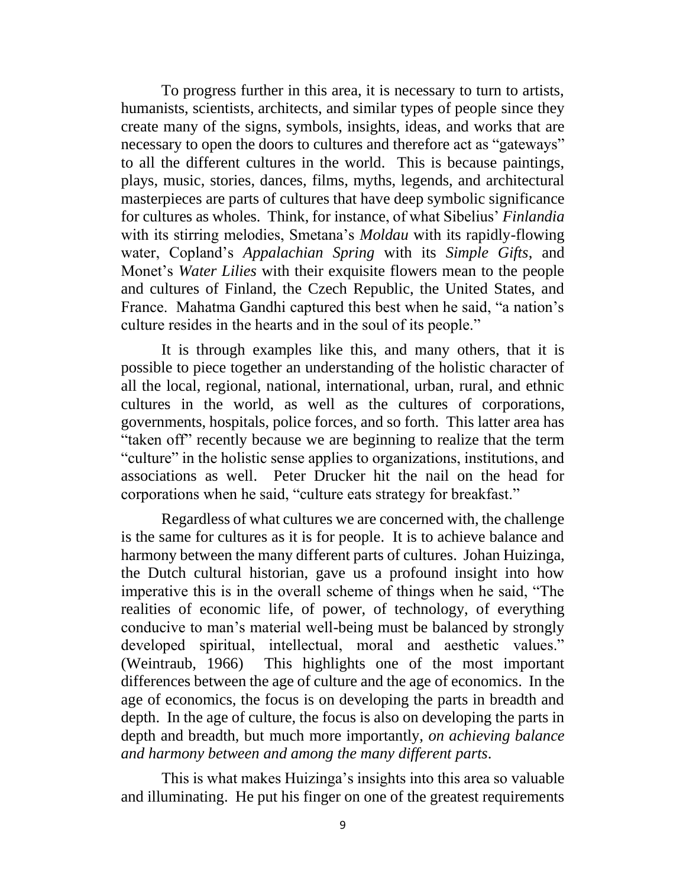To progress further in this area, it is necessary to turn to artists, humanists, scientists, architects, and similar types of people since they create many of the signs, symbols, insights, ideas, and works that are necessary to open the doors to cultures and therefore act as "gateways" to all the different cultures in the world. This is because paintings, plays, music, stories, dances, films, myths, legends, and architectural masterpieces are parts of cultures that have deep symbolic significance for cultures as wholes. Think, for instance, of what Sibelius' *Finlandia* with its stirring melodies, Smetana's *Moldau* with its rapidly-flowing water, Copland's *Appalachian Spring* with its *Simple Gifts*, and Monet's *Water Lilies* with their exquisite flowers mean to the people and cultures of Finland, the Czech Republic, the United States, and France. Mahatma Gandhi captured this best when he said, "a nation's culture resides in the hearts and in the soul of its people."

It is through examples like this, and many others, that it is possible to piece together an understanding of the holistic character of all the local, regional, national, international, urban, rural, and ethnic cultures in the world, as well as the cultures of corporations, governments, hospitals, police forces, and so forth. This latter area has "taken off" recently because we are beginning to realize that the term "culture" in the holistic sense applies to organizations, institutions, and associations as well. Peter Drucker hit the nail on the head for corporations when he said, "culture eats strategy for breakfast."

Regardless of what cultures we are concerned with, the challenge is the same for cultures as it is for people. It is to achieve balance and harmony between the many different parts of cultures. Johan Huizinga, the Dutch cultural historian, gave us a profound insight into how imperative this is in the overall scheme of things when he said, "The realities of economic life, of power, of technology, of everything conducive to man's material well-being must be balanced by strongly developed spiritual, intellectual, moral and aesthetic values." (Weintraub, 1966) This highlights one of the most important differences between the age of culture and the age of economics. In the age of economics, the focus is on developing the parts in breadth and depth. In the age of culture, the focus is also on developing the parts in depth and breadth, but much more importantly, *on achieving balance and harmony between and among the many different parts*.

This is what makes Huizinga's insights into this area so valuable and illuminating. He put his finger on one of the greatest requirements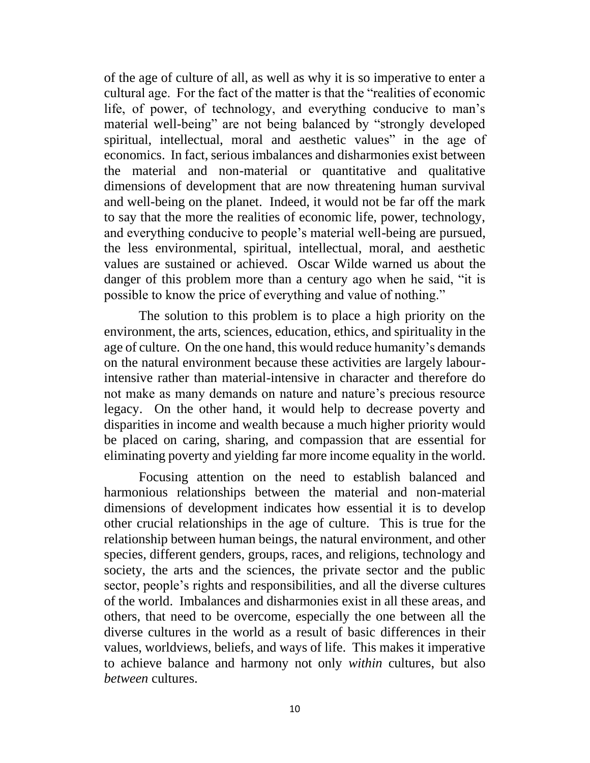of the age of culture of all, as well as why it is so imperative to enter a cultural age. For the fact of the matter is that the "realities of economic life, of power, of technology, and everything conducive to man's material well-being" are not being balanced by "strongly developed spiritual, intellectual, moral and aesthetic values" in the age of economics. In fact, serious imbalances and disharmonies exist between the material and non-material or quantitative and qualitative dimensions of development that are now threatening human survival and well-being on the planet. Indeed, it would not be far off the mark to say that the more the realities of economic life, power, technology, and everything conducive to people's material well-being are pursued, the less environmental, spiritual, intellectual, moral, and aesthetic values are sustained or achieved. Oscar Wilde warned us about the danger of this problem more than a century ago when he said, "it is possible to know the price of everything and value of nothing."

The solution to this problem is to place a high priority on the environment, the arts, sciences, education, ethics, and spirituality in the age of culture. On the one hand, this would reduce humanity's demands on the natural environment because these activities are largely labour-intensive rather than material-intensive in character and therefore do not make as many demands on nature and nature's precious resource legacy. On the other hand, it would help to decrease poverty and disparities in income and wealth because a much higher priority would be placed on caring, sharing, and compassion that are essential for eliminating poverty and yielding far more income equality in the world.

Focusing attention on the need to establish balanced and harmonious relationships between the material and non-material dimensions of development indicates how essential it is to develop other crucial relationships in the age of culture. This is true for the relationship between human beings, the natural environment, and other species, different genders, groups, races, and religions, technology and society, the arts and the sciences, the private sector and the public sector, people's rights and responsibilities, and all the diverse cultures of the world. Imbalances and disharmonies exist in all these areas, and others, that need to be overcome, especially the one between all the diverse cultures in the world as a result of basic differences in their values, worldviews, beliefs, and ways of life. This makes it imperative to achieve balance and harmony not only *within* cultures, but also *between* cultures.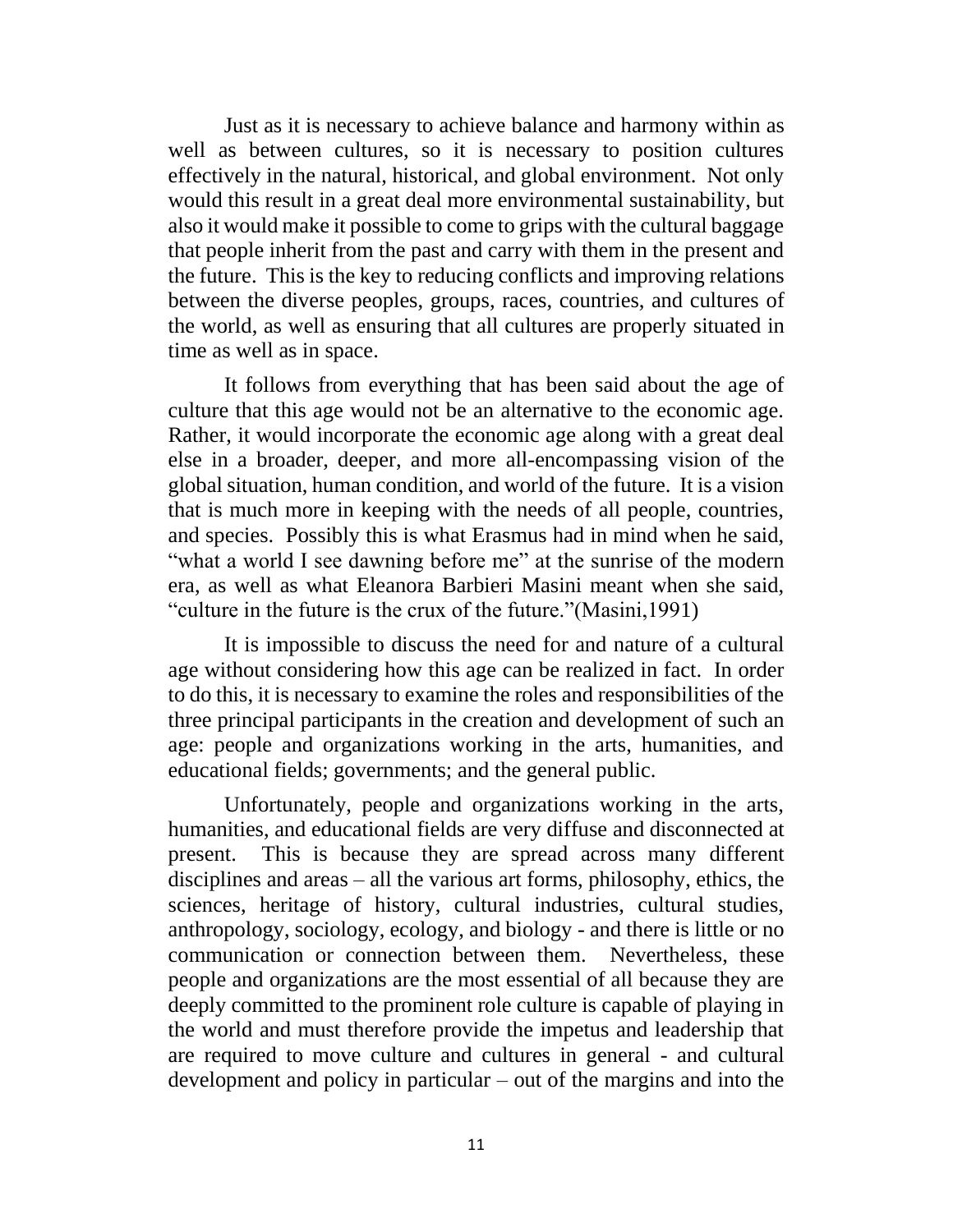Just as it is necessary to achieve balance and harmony within as well as between cultures, so it is necessary to position cultures effectively in the natural, historical, and global environment. Not only would this result in a great deal more environmental sustainability, but also it would make it possible to come to grips with the cultural baggage that people inherit from the past and carry with them in the present and the future. This is the key to reducing conflicts and improving relations between the diverse peoples, groups, races, countries, and cultures of the world, as well as ensuring that all cultures are properly situated in time as well as in space.

It follows from everything that has been said about the age of culture that this age would not be an alternative to the economic age. Rather, it would incorporate the economic age along with a great deal else in a broader, deeper, and more all-encompassing vision of the global situation, human condition, and world of the future. It is a vision that is much more in keeping with the needs of all people, countries, and species. Possibly this is what Erasmus had in mind when he said, "what a world I see dawning before me" at the sunrise of the modern era, as well as what Eleanora Barbieri Masini meant when she said, "culture in the future is the crux of the future."(Masini,1991)

It is impossible to discuss the need for and nature of a cultural age without considering how this age can be realized in fact. In order to do this, it is necessary to examine the roles and responsibilities of the three principal participants in the creation and development of such an age: people and organizations working in the arts, humanities, and educational fields; governments; and the general public.

Unfortunately, people and organizations working in the arts, humanities, and educational fields are very diffuse and disconnected at present. This is because they are spread across many different disciplines and areas – all the various art forms, philosophy, ethics, the sciences, heritage of history, cultural industries, cultural studies, anthropology, sociology, ecology, and biology - and there is little or no communication or connection between them. Nevertheless, these people and organizations are the most essential of all because they are deeply committed to the prominent role culture is capable of playing in the world and must therefore provide the impetus and leadership that are required to move culture and cultures in general - and cultural development and policy in particular – out of the margins and into the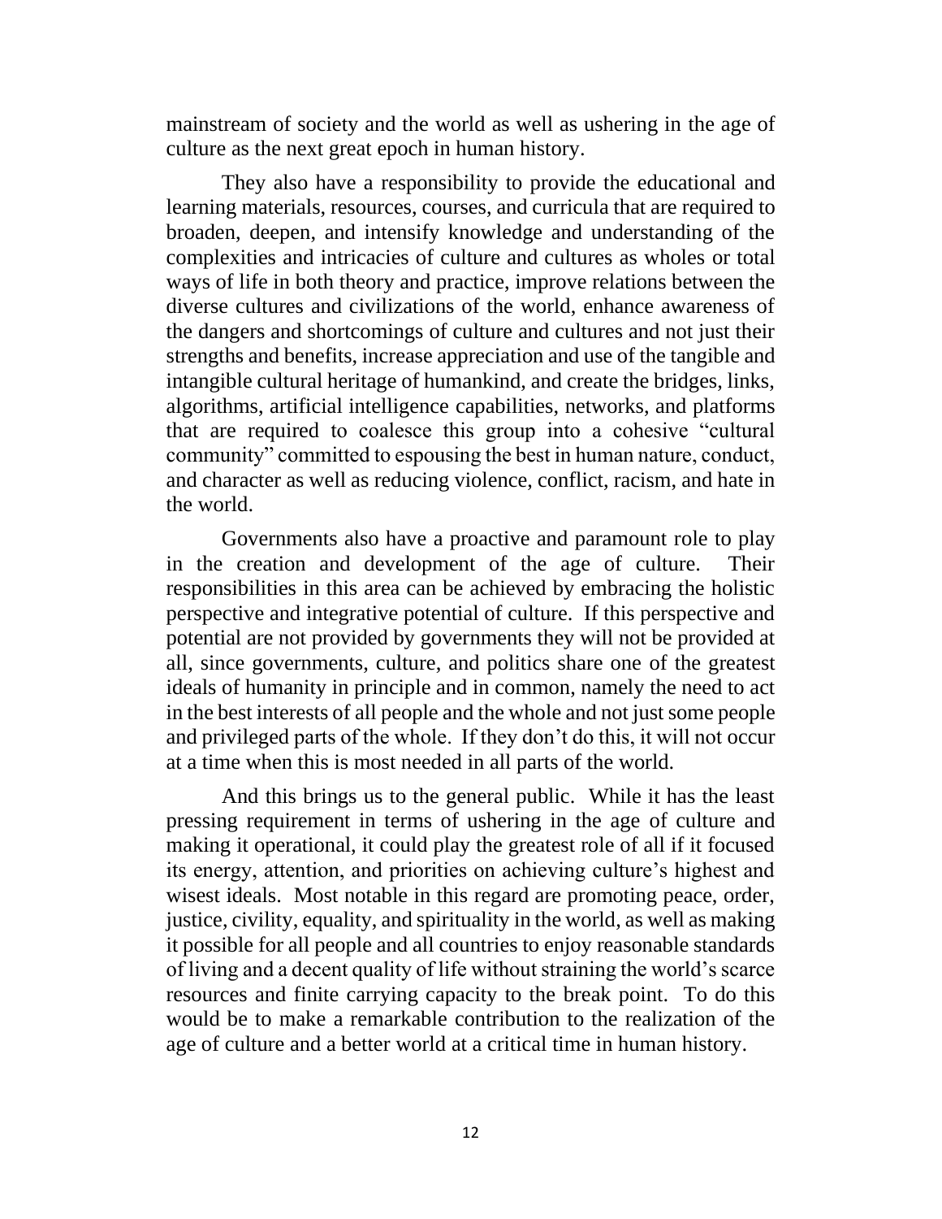mainstream of society and the world as well as ushering in the age of culture as the next great epoch in human history.

They also have a responsibility to provide the educational and learning materials, resources, courses, and curricula that are required to broaden, deepen, and intensify knowledge and understanding of the complexities and intricacies of culture and cultures as wholes or total ways of life in both theory and practice, improve relations between the diverse cultures and civilizations of the world, enhance awareness of the dangers and shortcomings of culture and cultures and not just their strengths and benefits, increase appreciation and use of the tangible and intangible cultural heritage of humankind, and create the bridges, links, algorithms, artificial intelligence capabilities, networks, and platforms that are required to coalesce this group into a cohesive "cultural community" committed to espousing the best in human nature, conduct, and character as well as reducing violence, conflict, racism, and hate in the world.

Governments also have a proactive and paramount role to play in the creation and development of the age of culture. Their responsibilities in this area can be achieved by embracing the holistic perspective and integrative potential of culture. If this perspective and potential are not provided by governments they will not be provided at all, since governments, culture, and politics share one of the greatest ideals of humanity in principle and in common, namely the need to act in the best interests of all people and the whole and not just some people and privileged parts of the whole. If they don't do this, it will not occur at a time when this is most needed in all parts of the world.

And this brings us to the general public. While it has the least pressing requirement in terms of ushering in the age of culture and making it operational, it could play the greatest role of all if it focused its energy, attention, and priorities on achieving culture's highest and wisest ideals. Most notable in this regard are promoting peace, order, justice, civility, equality, and spirituality in the world, as well as making it possible for all people and all countries to enjoy reasonable standards of living and a decent quality of life without straining the world's scarce resources and finite carrying capacity to the break point. To do this would be to make a remarkable contribution to the realization of the age of culture and a better world at a critical time in human history.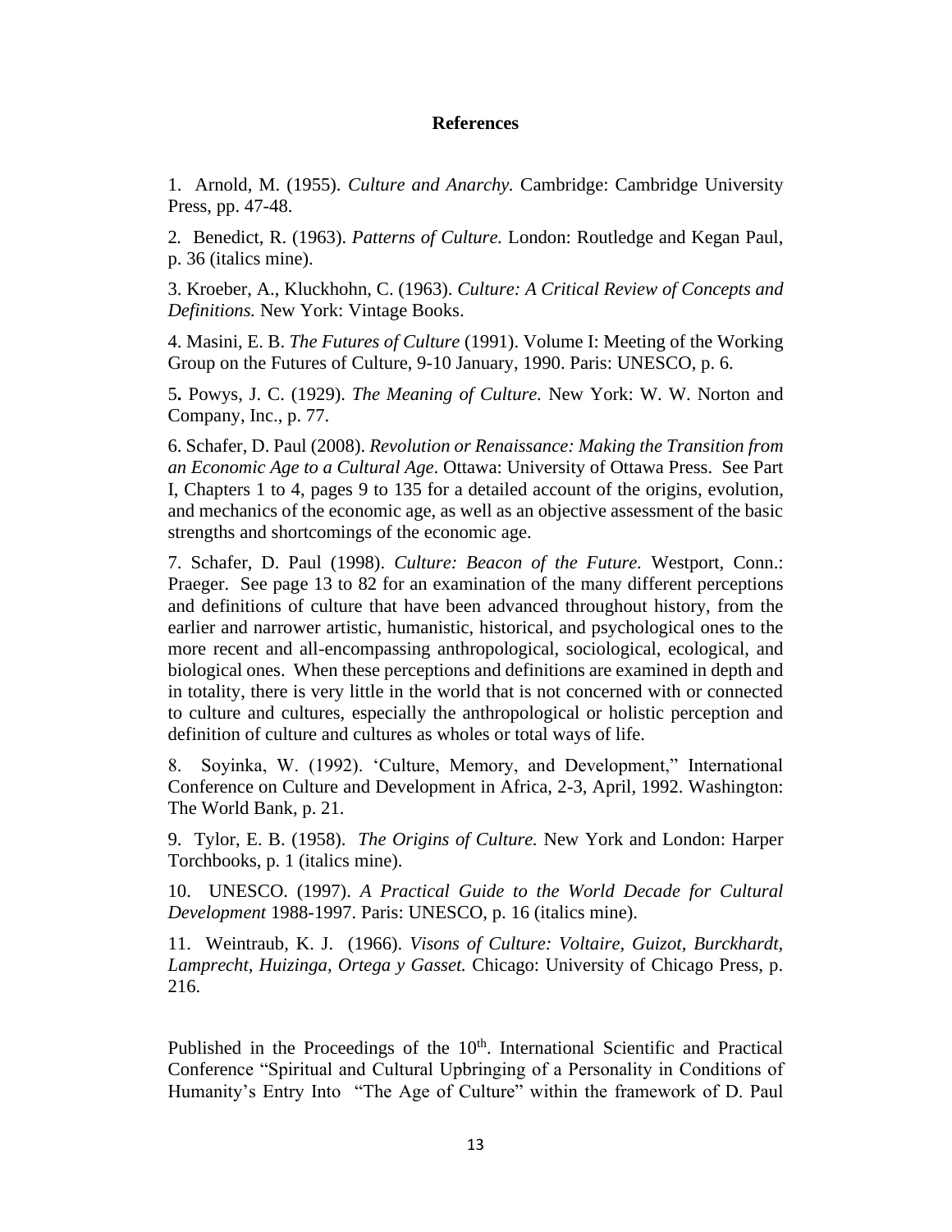## References

1. Arnold, M. (1955). *Culture and Anarchy.* Cambridge: Cambridge University Press, pp. 47-48.

2. Benedict, R. (1963). *Patterns of Culture.* London: Routledge and Kegan Paul, p. 36 (italics mine).

3. Kroeber, A., Kluckhohn, C. (1963). *Culture: A Critical Review of Concepts and Definitions.* New York: Vintage Books.

4. Masini, E. B. *The Futures of Culture* (1991). Volume I: Meeting of the Working Group on the Futures of Culture, 9-10 January, 1990. Paris: UNESCO, p. 6.

5. Powys, J. C. (1929). *The Meaning of Culture.* New York: W. W. Norton and Company, Inc., p. 77.

6. Schafer, D. Paul (2008). *Revolution or Renaissance: Making the Transition from an Economic Age to a Cultural Age*. Ottawa: University of Ottawa Press. See Part I, Chapters 1 to 4, pages 9 to 135 for a detailed account of the origins, evolution, and mechanics of the economic age, as well as an objective assessment of the basic strengths and shortcomings of the economic age.

7. Schafer, D. Paul (1998). *Culture: Beacon of the Future.* Westport, Conn.: Praeger. See page 13 to 82 for an examination of the many different perceptions and definitions of culture that have been advanced throughout history, from the earlier and narrower artistic, humanistic, historical, and psychological ones to the more recent and all-encompassing anthropological, sociological, ecological, and biological ones. When these perceptions and definitions are examined in depth and in totality, there is very little in the world that is not concerned with or connected to culture and cultures, especially the anthropological or holistic perception and definition of culture and cultures as wholes or total ways of life.

8. Soyinka, W. (1992). 'Culture, Memory, and Development," International Conference on Culture and Development in Africa, 2-3, April, 1992. Washington: The World Bank, p. 21.

9. Tylor, E. B. (1958). *The Origins of Culture.* New York and London: Harper Torchbooks, p. 1 (italics mine).

10. UNESCO. (1997). *A Practical Guide to the World Decade for Cultural Development* 1988-1997. Paris: UNESCO, p. 16 (italics mine).

11. Weintraub, K. J. (1966). *Visons of Culture: Voltaire, Guizot, Burckhardt, Lamprecht, Huizinga, Ortega y Gasset.* Chicago: University of Chicago Press, p. 216.

Published in the Proceedings of the 10th. International Scientific and Practical Conference "Spiritual and Cultural Upbringing of a Personality in Conditions of Humanity's Entry Into "The Age of Culture" within the framework of D. Paul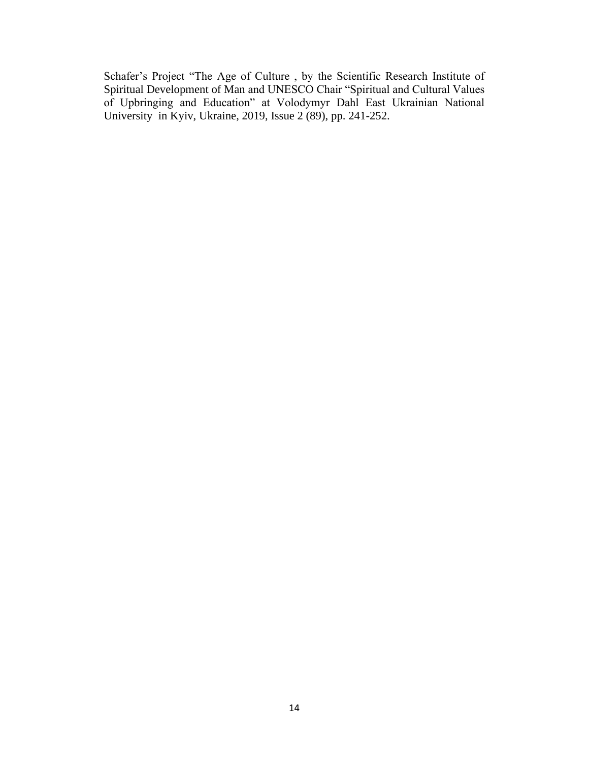Schafer's Project "The Age of Culture , by the Scientific Research Institute of Spiritual Development of Man and UNESCO Chair "Spiritual and Cultural Values of Upbringing and Education" at Volodymyr Dahl East Ukrainian National University in Kyiv, Ukraine, 2019, Issue 2 (89), pp. 241-252.